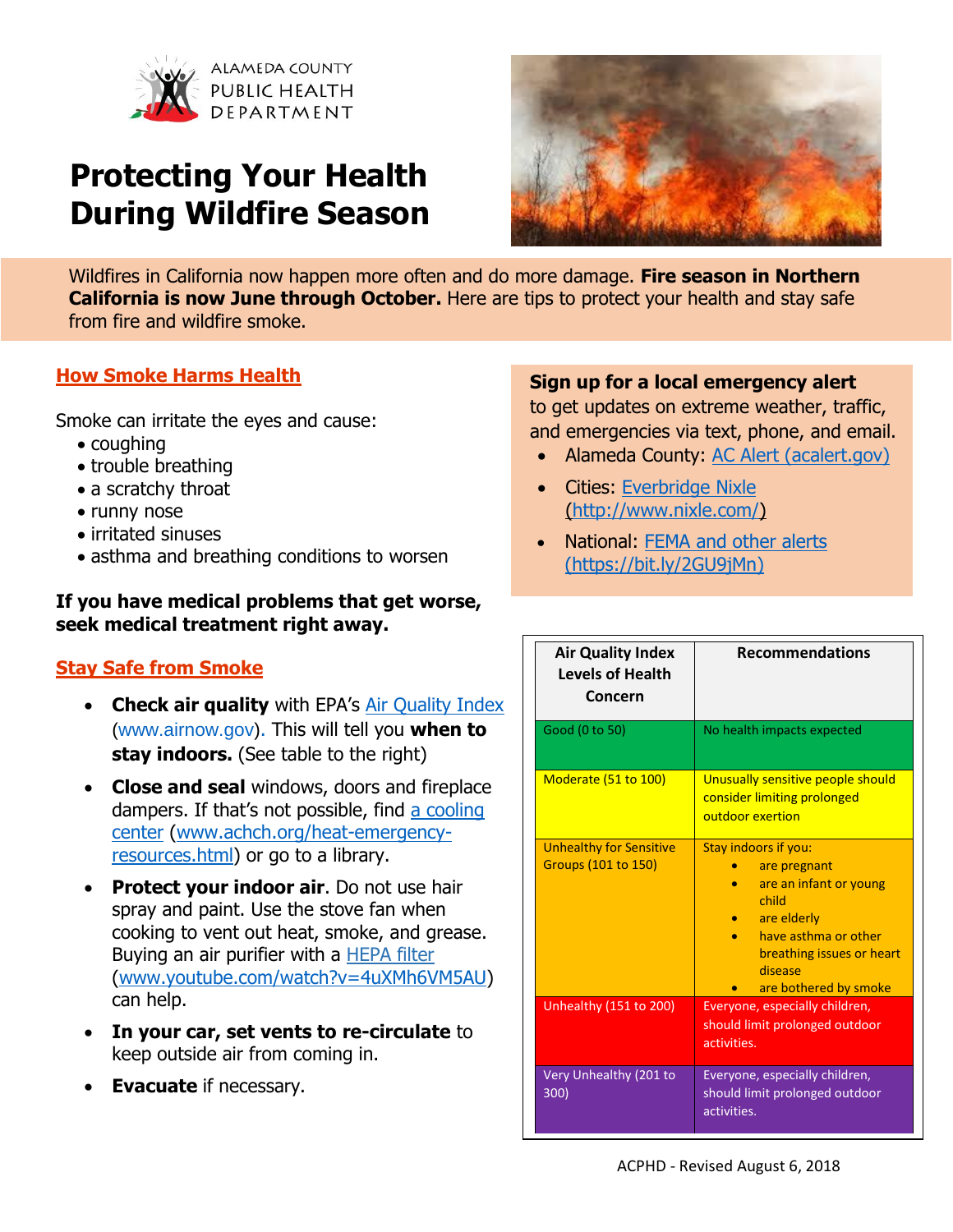ALAMEDA COUNTY PUBLIC HEALTH DEPARTMENT

# Protecting Your Health During Wildfire Season

Wildfires in California now happen more often and do more damage. **Fire season in Northern California is now June through October.** Here are tips to protect your health and stay safe from fire and wildfire smoke.

## How Smoke Harms Health

Smoke can irritate the eyes and cause:

- coughing
- trouble breathing
- a scratchy throat
- runny nose
- irritated sinuses
- asthma and breathing conditions to worsen

**If you have medical problems that get worse, seek medical treatment right away.**

## Stay Safe from Smoke

- **Check air quality** with EPA's Air Quality Index (www.airnow.gov). This will tell you **when to stay indoors.** (See table to the right)
- **Close and seal** windows, doors and fireplace dampers. If that's not possible, find a cooling center (www.achch.org/heat-emergency-resources.html) or go to a library.
- **Protect your indoor air**. Do not use hair spray and paint. Use the stove fan when cooking to vent out heat, smoke, and grease. Buying an air purifier with a HEPA filter (www.youtube.com/watch?v=4uXMh6VM5AU) can help.
- **In your car, set vents to re-circulate** to keep outside air from coming in.
- **Evacuate** if necessary.

**Sign up for a local emergency alert** to get updates on extreme weather, traffic, and emergencies via text, phone, and email.

- Alameda County: AC Alert (acalert.gov)
- Cities: Everbridge Nixle (http://www.nixle.com/)
- National: FEMA and other alerts (https://bit.ly/2GU9jMn)

| Air Quality Index Levels of Health Concern | Recommendations |
|---|---|
| Good (0 to 50) | No health impacts expected |
| Moderate (51 to 100) | Unusually sensitive people should consider limiting prolonged outdoor exertion |
| Unhealthy for Sensitive Groups (101 to 150) | Stay indoors if you: <br>• are pregnant <br>• are an infant or young child <br>• are elderly <br>• have asthma or other breathing issues or heart disease <br>• are bothered by smoke |
| Unhealthy (151 to 200) | Everyone, especially children, should limit prolonged outdoor activities. |
| Very Unhealthy (201 to 300) | Everyone, especially children, should limit prolonged outdoor activities. |

ACPHD - Revised August 6, 2018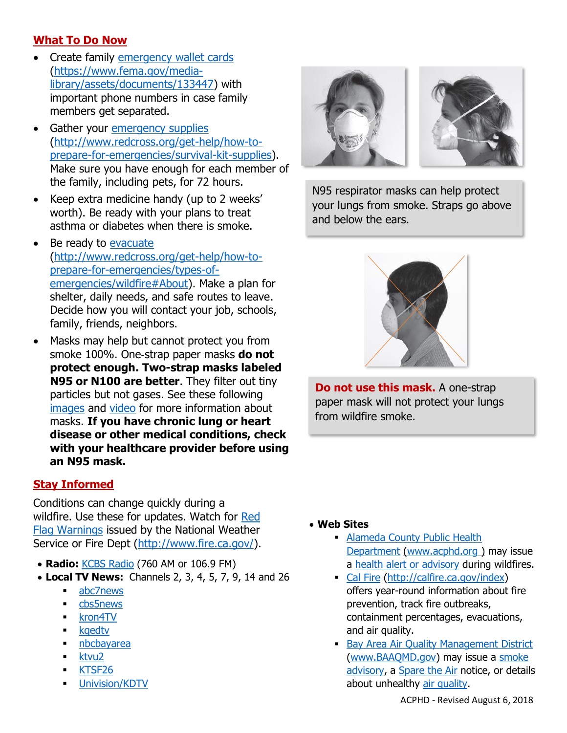## What To Do Now

- Create family emergency wallet cards (https://www.fema.gov/media-library/assets/documents/133447) with important phone numbers in case family members get separated.
- Gather your emergency supplies (http://www.redcross.org/get-help/how-to-prepare-for-emergencies/survival-kit-supplies). Make sure you have enough for each member of the family, including pets, for 72 hours.
- Keep extra medicine handy (up to 2 weeks' worth). Be ready with your plans to treat asthma or diabetes when there is smoke.
- Be ready to evacuate (http://www.redcross.org/get-help/how-to-prepare-for-emergencies/types-of-emergencies/wildfire#About). Make a plan for shelter, daily needs, and safe routes to leave. Decide how you will contact your job, schools, family, friends, neighbors.
- Masks may help but cannot protect you from smoke 100%. One-strap paper masks **do not protect enough. Two-strap masks labeled N95 or N100 are better**. They filter out tiny particles but not gases. See these following images and video for more information about masks. **If you have chronic lung or heart disease or other medical conditions, check with your healthcare provider before using an N95 mask.**

N95 respirator masks can help protect your lungs from smoke. Straps go above and below the ears.

**Do not use this mask.** A one-strap paper mask will not protect your lungs from wildfire smoke.

## Stay Informed

Conditions can change quickly during a wildfire. Use these for updates. Watch for Red Flag Warnings issued by the National Weather Service or Fire Dept (http://www.fire.ca.gov/).

- **Radio:** KCBS Radio (760 AM or 106.9 FM)
- **Local TV News:** Channels 2, 3, 4, 5, 7, 9, 14 and 26
  - abc7news
  - cbs5news
  - kron4TV
  - kqedtv
  - nbcbayarea
  - ktvu2
  - KTSF26
  - Univision/KDTV
- **Web Sites**
  - Alameda County Public Health Department (www.acphd.org ) may issue a health alert or advisory during wildfires.
  - Cal Fire (http://calfire.ca.gov/index) offers year-round information about fire prevention, track fire outbreaks, containment percentages, evacuations, and air quality.
  - Bay Area Air Quality Management District (www.BAAQMD.gov) may issue a smoke advisory, a Spare the Air notice, or details about unhealthy air quality.

ACPHD - Revised August 6, 2018